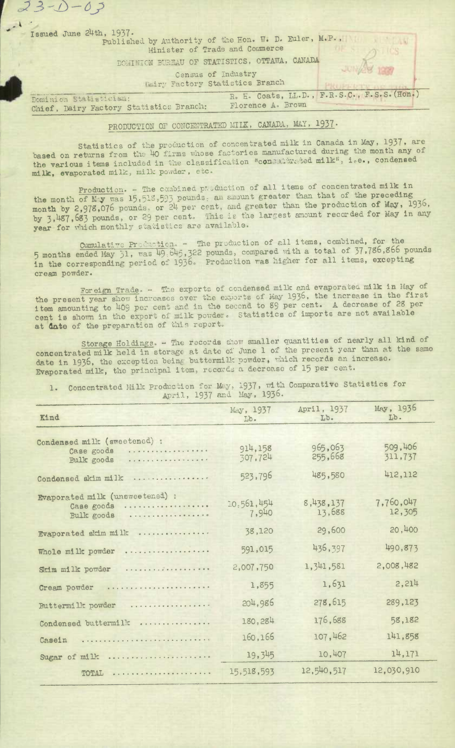23-D-03

Issued June 24th, 1937.

Published by Authority of the Hon. W. D. Euler, M.P., Minister of Trade and Commerce

DOMINION BUREAU OF STATISTICS, OTTAWA, CANADA

Census of Industry
Dairy Factory Statistics Branch

Dominion Statistician: R. H. Coats, LL.D., F.R.S.C., F.S.S. (Hon.)
Chief, Dairy Factory Statistics Branch: Florence A. Brown

## PRODUCTION OF CONCENTRATED MILK, CANADA, MAY, 1937.

Statistics of the production of concentrated milk in Canada in May, 1937, are based on returns from the 40 firms whose factories manufactured during the month any of the various items included in the classification "concentrated milk", i.e., condensed milk, evaporated milk, milk powder, etc.

Production. - The combined production of all items of concentrated milk in the month of May was 15,518,593 pounds, an amount greater than that of the preceding month by 2,978,076 pounds, or 24 per cent, and greater than the production of May, 1936, by 3,487,683 pounds, or 29 per cent. This is the largest amount recorded for May in any year for which monthly statistics are available.

Cumulative Production. - The production of all items, combined, for the 5 months ended May 31, was 49,645,322 pounds, compared with a total of 37,786,866 pounds in the corresponding period of 1936. Production was higher for all items, excepting cream powder.

Foreign Trade. - The exports of condensed milk and evaporated milk in May of the present year show increases over the exports of May 1936, the increase in the first item amounting to 409 per cent and in the second to 89 per cent. A decrease of 28 per cent is shown in the export of milk powder. Statistics of imports are not available at date of the preparation of this report.

Storage Holdings. - The records show smaller quantities of nearly all kind of concentrated milk held in storage at date of June 1 of the present year than at the same date in 1936, the exception being buttermilk powder, which records an increase. Evaporated milk, the principal item, records a decrease of 15 per cent.

1. Concentrated Milk Production for May, 1937, with Comparative Statistics for April, 1937 and May, 1936.

| Kind | May, 1937 Lb. | April, 1937 Lb. | May, 1936 Lb. |
|---|---|---|---|
| Condensed milk (sweetened) : | | | |
| Case goods | 914,158 | 965,063 | 509,406 |
| Bulk goods | 307,724 | 255,668 | 311,737 |
| Condensed skim milk | 523,796 | 485,580 | 412,112 |
| Evaporated milk (unsweetened) : | | | |
| Case goods | 10,561,454 | 8,438,137 | 7,760,047 |
| Bulk goods | 7,940 | 13,688 | 12,305 |
| Evaporated skim milk | 38,120 | 29,600 | 20,400 |
| Whole milk powder | 591,015 | 436,397 | 490,873 |
| Skim milk powder | 2,007,750 | 1,341,581 | 2,008,482 |
| Cream powder | 1,855 | 1,631 | 2,214 |
| Buttermilk powder | 204,986 | 278,615 | 289,123 |
| Condensed buttermilk | 180,284 | 176,688 | 58,182 |
| Casein | 160,166 | 107,462 | 141,858 |
| Sugar of milk | 19,345 | 10,407 | 14,171 |
| TOTAL | 15,518,593 | 12,540,517 | 12,030,910 |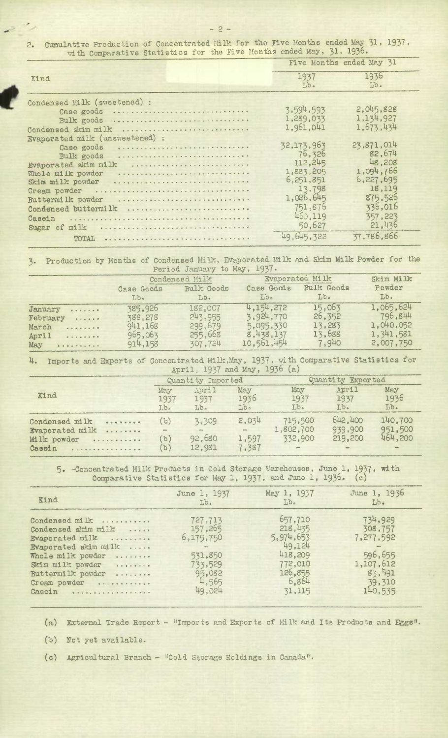2. Cumulative Production of Concentrated Milk for the Five Months ended May 31, 1937, with Comparative Statistics for the Five Months ended May, 31, 1936.

| Kind | Five Months ended May 31 | |
|---|---|---|
| | 1937 Lb. | 1936 Lb. |
| Condensed Milk (sweetened) : | | |
| Case goods | 3,594,593 | 2,045,828 |
| Bulk goods | 1,289,033 | 1,134,927 |
| Condensed skim milk | 1,961,041 | 1,673,434 |
| Evaporated milk (unsweetened) : | | |
| Case goods | 32,173,963 | 23,871,014 |
| Bulk goods | 76,326 | 82,674 |
| Evaporated skim milk | 112,245 | 48,208 |
| Whole milk powder | 1,883,205 | 1,094,766 |
| Skim milk powder | 6,251,851 | 6,227,695 |
| Cream powder | 13,798 | 18,119 |
| Buttermilk powder | 1,026,645 | 875,526 |
| Condensed buttermilk | 751,876 | 336,016 |
| Casein | 460,119 | 357,223 |
| Sugar of milk | 50,627 | 21,436 |
| TOTAL | 49,645,322 | 37,786,866 |

3. Production by Months of Condensed Milk, Evaporated Milk and Skim Milk Powder for the Period January to May, 1937.

| | Condensed Milk | | Evaporated Milk | | Skim Milk |
|---|---|---|---|---|---|
| | Case Goods Lb. | Bulk Goods Lb. | Case Goods Lb. | Bulk Goods Lb. | Powder Lb. |
| January | 385,926 | 182,007 | 4,154,272 | 15,063 | 1,065,624 |
| February | 388,278 | 243,955 | 3,924,770 | 26,352 | 796,844 |
| March | 941,168 | 299,679 | 5,095,330 | 13,283 | 1,040,052 |
| April | 965,063 | 255,668 | 8,438,137 | 13,688 | 1,341,581 |
| May | 914,158 | 307,724 | 10,561,454 | 7,940 | 2,007,750 |

4. Imports and Exports of Concentrated Milk, May, 1937, with Comparative Statistics for April, 1937 and May, 1936 (a)

| Kind | Quantity Imported | | | Quantity Exported | | |
|---|---|---|---|---|---|---|
| | May 1937 Lb. | April 1937 Lb. | May 1936 Lb. | May 1937 Lb. | April 1937 Lb. | May 1936 Lb. |
| Condensed milk | (b) | 3,309 | 2,034 | 715,500 | 642,400 | 140,700 |
| Evaporated milk | - | - | - | 1,802,700 | 939,900 | 951,500 |
| Milk powder | (b) | 92,680 | 1,597 | 332,900 | 219,200 | 464,200 |
| Casein | (b) | 12,981 | 7,387 | - | - | - |

5. Concentrated Milk Products in Cold Storage Warehouses, June 1, 1937, with Comparative Statistics for May 1, 1937, and June 1, 1936. (c)

| Kind | June 1, 1937 Lb. | May 1, 1937 Lb. | June 1, 1936 Lb. |
|---|---|---|---|
| Condensed milk | 727,713 | 657,710 | 734,929 |
| Condensed skim milk | 157,265 | 218,435 | 308,757 |
| Evaporated milk | 6,175,750 | 5,974,653 | 7,277,592 |
| Evaporated skim milk | - | 49,124 | - |
| Whole milk powder | 531,850 | 418,209 | 596,655 |
| Skim milk powder | 733,529 | 772,010 | 1,107,612 |
| Buttermilk powder | 95,082 | 126,855 | 83,591 |
| Cream powder | 4,565 | 6,864 | 39,310 |
| Casein | 49,024 | 31,115 | 140,535 |

(a) External Trade Report - "Imports and Exports of Milk and Its Products and Eggs".

(b) Not yet available.

(c) Agricultural Branch - "Cold Storage Holdings in Canada".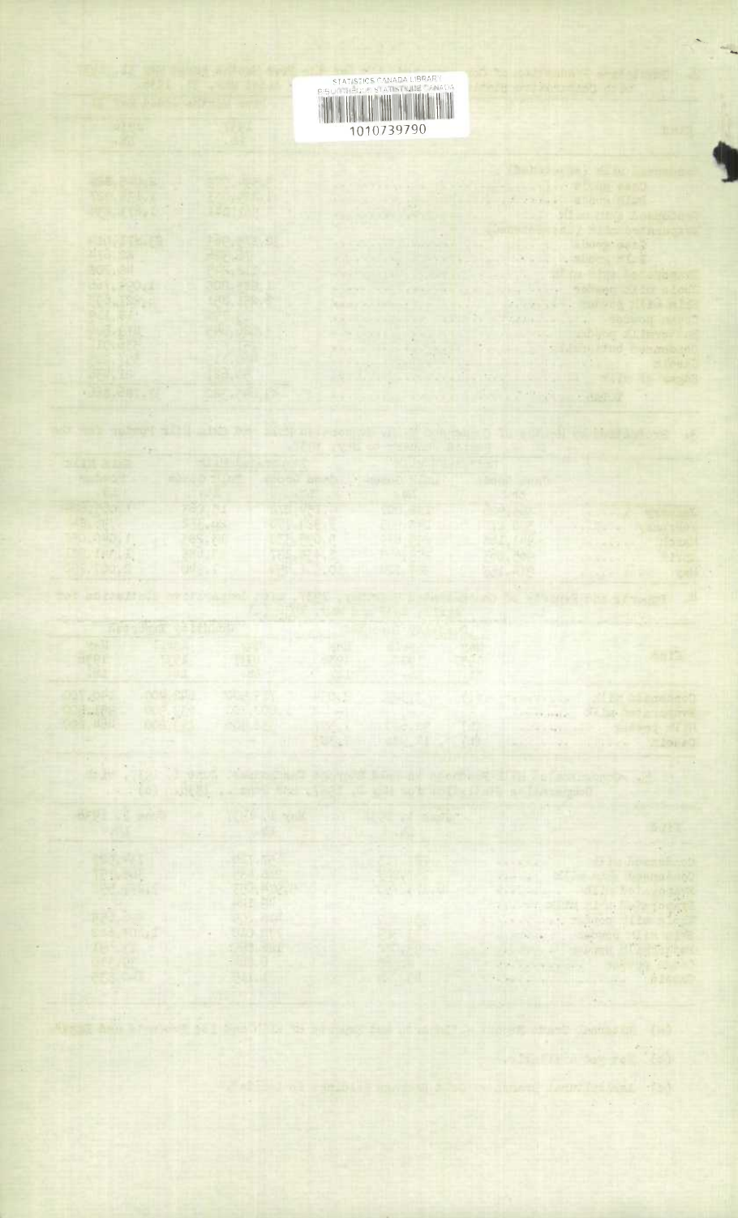STATISTICS CANADA LIBRARY
BIBLIOTHÈQUE STATISTIQUE CANADA

1010739790